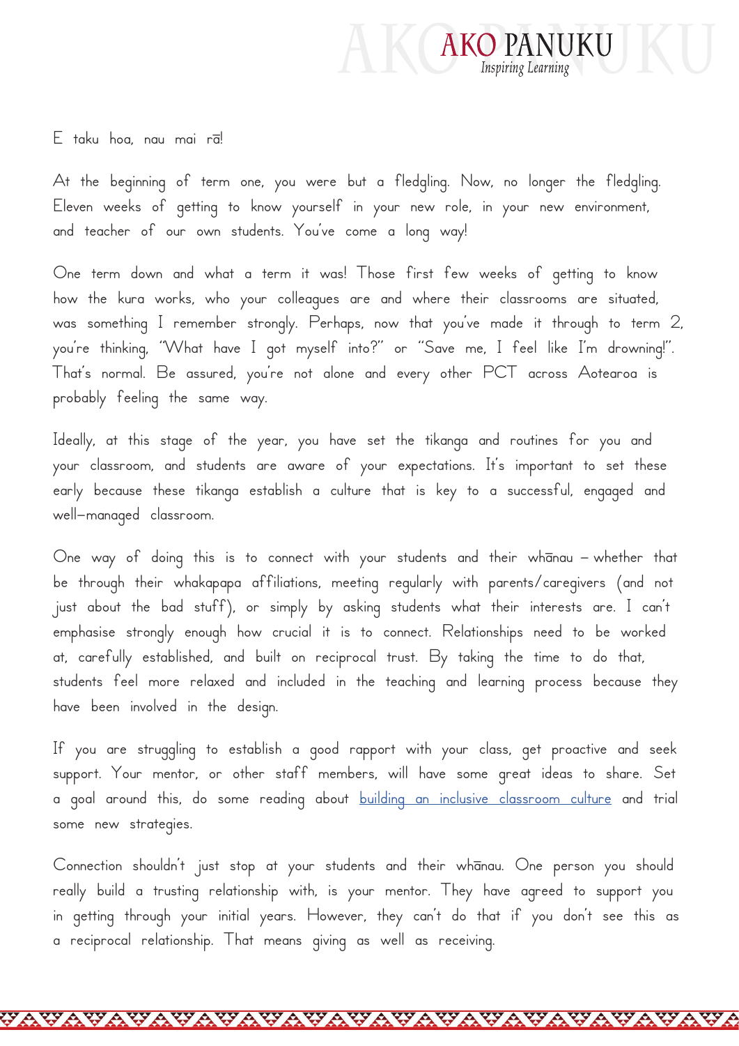E taku hoa, nau mai rā!

At the beginning of term one, you were but a fledgling. Now, no longer the fledgling. Eleven weeks of getting to know yourself in your new role, in your new environment, and teacher of our own students. You've come a long way!

One term down and what a term it was! Those first few weeks of getting to know how the kura works, who your colleagues are and where their classrooms are situated, was something I remember strongly. Perhaps, now that you've made it through to term 2, you're thinking, "What have I got myself into?" or "Save me, I feel like I'm drowning!". That's normal. Be assured, you're not alone and every other PCT across Aotearoa is probably feeling the same way.

Ideally, at this stage of the year, you have set the tikanga and routines for you and your classroom, and students are aware of your expectations. It's important to set these early because these tikanga establish a culture that is key to a successful, engaged and well-managed classroom.

One way of doing this is to connect with your students and their whānau – whether that be through their whakapapa affiliations, meeting regularly with parents/caregivers (and not just about the bad stuff), or simply by asking students what their interests are. I can't emphasise strongly enough how crucial it is to connect. Relationships need to be worked at, carefully established, and built on reciprocal trust. By taking the time to do that, students feel more relaxed and included in the teaching and learning process because they have been involved in the design.

If you are struggling to establish a good rapport with your class, get proactive and seek support. Your mentor, or other staff members, will have some great ideas to share. Set a goal around this, do some reading about building an inclusive classroom culture and trial some new strategies.

Connection shouldn't just stop at your students and their whānau. One person you should really build a trusting relationship with, is your mentor. They have agreed to support you in getting through your initial years. However, they can't do that if you don't see this as a reciprocal relationship. That means giving as well as receiving.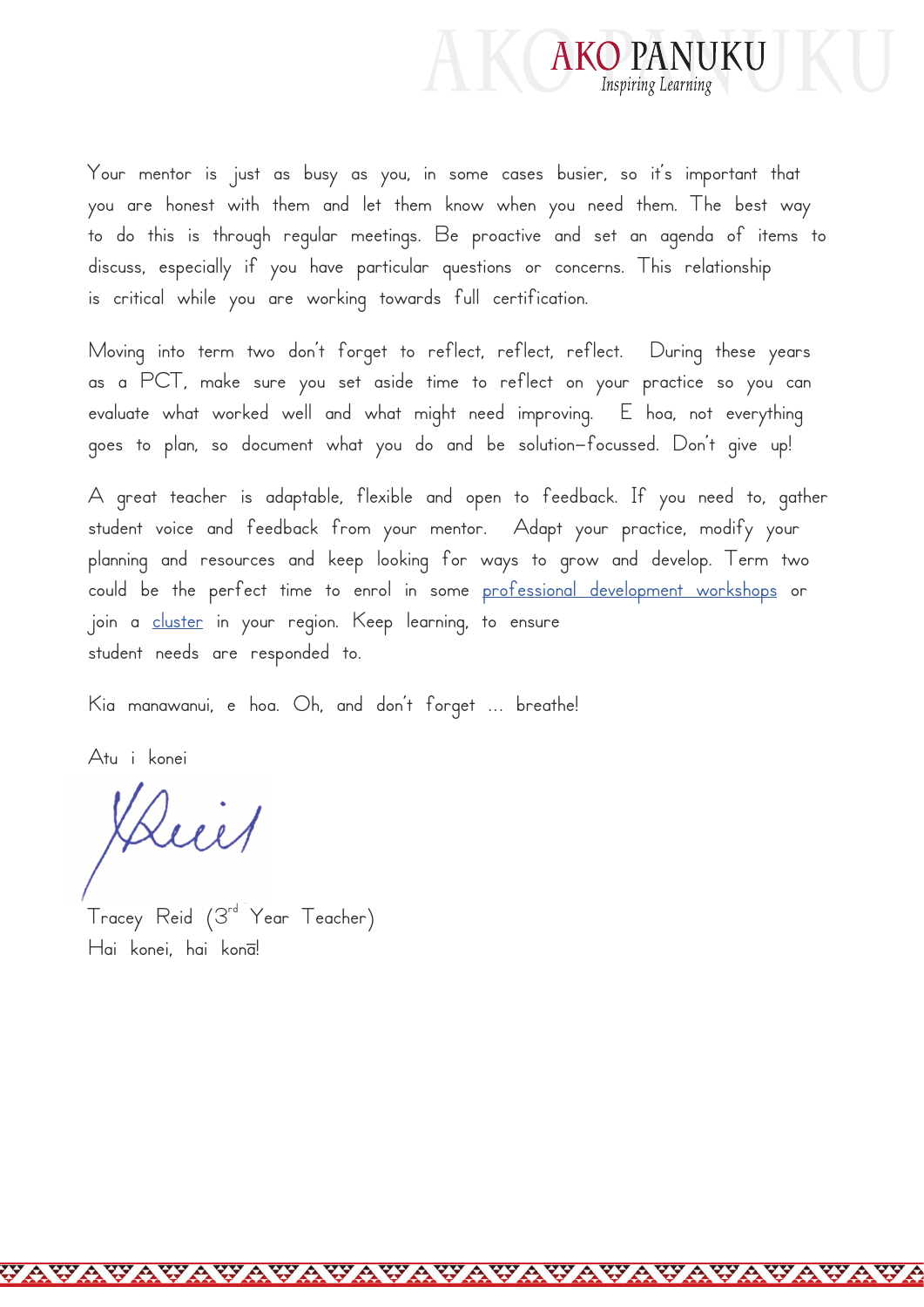Your mentor is just as busy as you, in some cases busier, so it's important that you are honest with them and let them know when you need them. The best way to do this is through regular meetings. Be proactive and set an agenda of items to discuss, especially if you have particular questions or concerns. This relationship is critical while you are working towards full certification.

Moving into term two don't forget to reflect, reflect, reflect. During these years as a PCT, make sure you set aside time to reflect on your practice so you can evaluate what worked well and what might need improving. E hoa, not everything goes to plan, so document what you do and be solution-focussed. Don't give up!

A great teacher is adaptable, flexible and open to feedback. If you need to, gather student voice and feedback from your mentor. Adapt your practice, modify your planning and resources and keep looking for ways to grow and develop. Term two could be the perfect time to enrol in some professional development workshops or join a cluster in your region. Keep learning, to ensure student needs are responded to.

Kia manawanui, e hoa. Oh, and don't forget ... breathe!

Atu i konei

Tracey Reid (3rd Year Teacher)
Hai konei, hai konā!